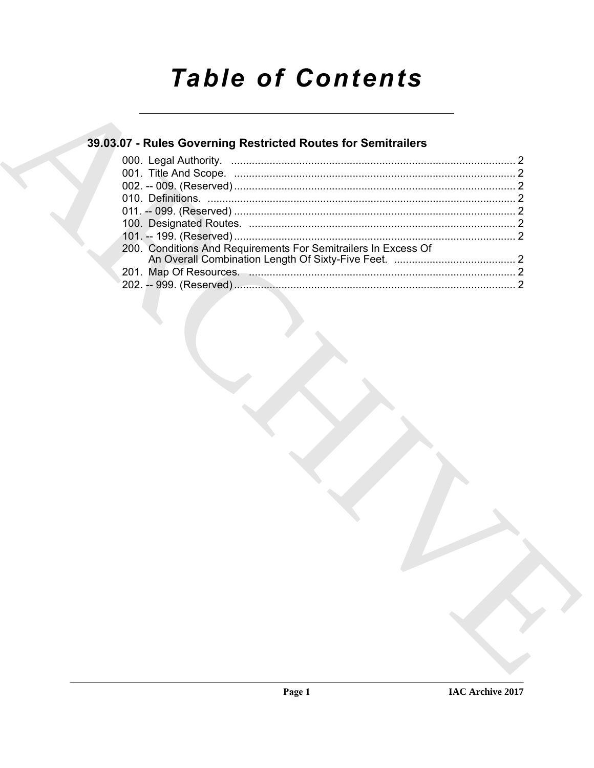# Table of Contents

## 39.03.07 - Rules Governing Restricted Routes for Semitrailers

000. Legal Authority. ..... 2
001. Title And Scope. ..... 2
002. -- 009. (Reserved) ..... 2
010. Definitions. ..... 2
011. -- 099. (Reserved) ..... 2
100. Designated Routes. ..... 2
101. -- 199. (Reserved) ..... 2
200. Conditions And Requirements For Semitrailers In Excess Of An Overall Combination Length Of Sixty-Five Feet. ..... 2
201. Map Of Resources. ..... 2
202. -- 999. (Reserved) ..... 2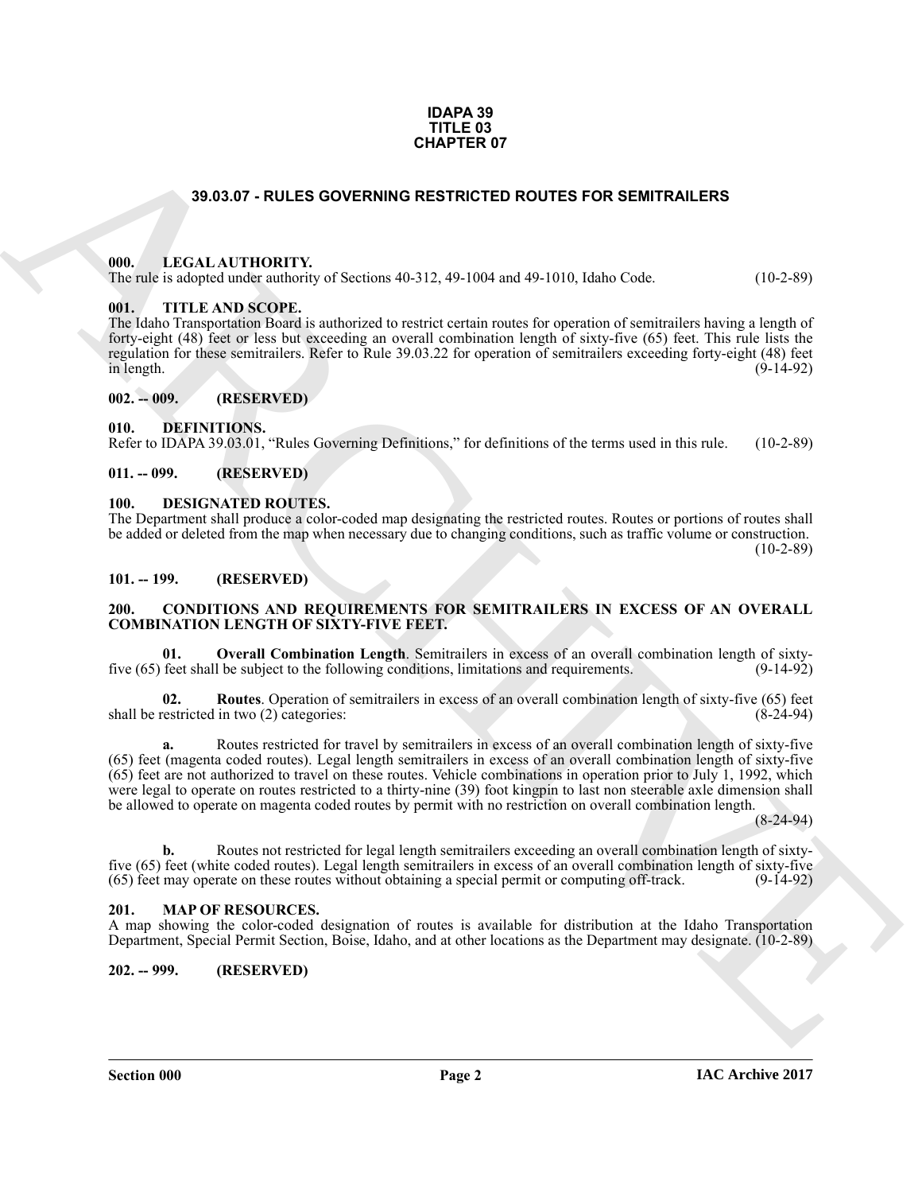**IDAPA 39**
**TITLE 03**
**CHAPTER 07**

# 39.03.07 - RULES GOVERNING RESTRICTED ROUTES FOR SEMITRAILERS

## 000. LEGAL AUTHORITY.

The rule is adopted under authority of Sections 40-312, 49-1004 and 49-1010, Idaho Code. (10-2-89)

## 001. TITLE AND SCOPE.

The Idaho Transportation Board is authorized to restrict certain routes for operation of semitrailers having a length of forty-eight (48) feet or less but exceeding an overall combination length of sixty-five (65) feet. This rule lists the regulation for these semitrailers. Refer to Rule 39.03.22 for operation of semitrailers exceeding forty-eight (48) feet in length. (9-14-92)

## 002. -- 009. (RESERVED)

## 010. DEFINITIONS.

Refer to IDAPA 39.03.01, "Rules Governing Definitions," for definitions of the terms used in this rule. (10-2-89)

## 011. -- 099. (RESERVED)

## 100. DESIGNATED ROUTES.

The Department shall produce a color-coded map designating the restricted routes. Routes or portions of routes shall be added or deleted from the map when necessary due to changing conditions, such as traffic volume or construction. (10-2-89)

## 101. -- 199. (RESERVED)

## 200. CONDITIONS AND REQUIREMENTS FOR SEMITRAILERS IN EXCESS OF AN OVERALL COMBINATION LENGTH OF SIXTY-FIVE FEET.

**01. Overall Combination Length**. Semitrailers in excess of an overall combination length of sixty-five (65) feet shall be subject to the following conditions, limitations and requirements. (9-14-92)

**02. Routes**. Operation of semitrailers in excess of an overall combination length of sixty-five (65) feet shall be restricted in two (2) categories: (8-24-94)

**a.** Routes restricted for travel by semitrailers in excess of an overall combination length of sixty-five (65) feet (magenta coded routes). Legal length semitrailers in excess of an overall combination length of sixty-five (65) feet are not authorized to travel on these routes. Vehicle combinations in operation prior to July 1, 1992, which were legal to operate on routes restricted to a thirty-nine (39) foot kingpin to last non steerable axle dimension shall be allowed to operate on magenta coded routes by permit with no restriction on overall combination length. (8-24-94)

**b.** Routes not restricted for legal length semitrailers exceeding an overall combination length of sixty-five (65) feet (white coded routes). Legal length semitrailers in excess of an overall combination length of sixty-five (65) feet may operate on these routes without obtaining a special permit or computing off-track. (9-14-92)

## 201. MAP OF RESOURCES.

A map showing the color-coded designation of routes is available for distribution at the Idaho Transportation Department, Special Permit Section, Boise, Idaho, and at other locations as the Department may designate. (10-2-89)

## 202. -- 999. (RESERVED)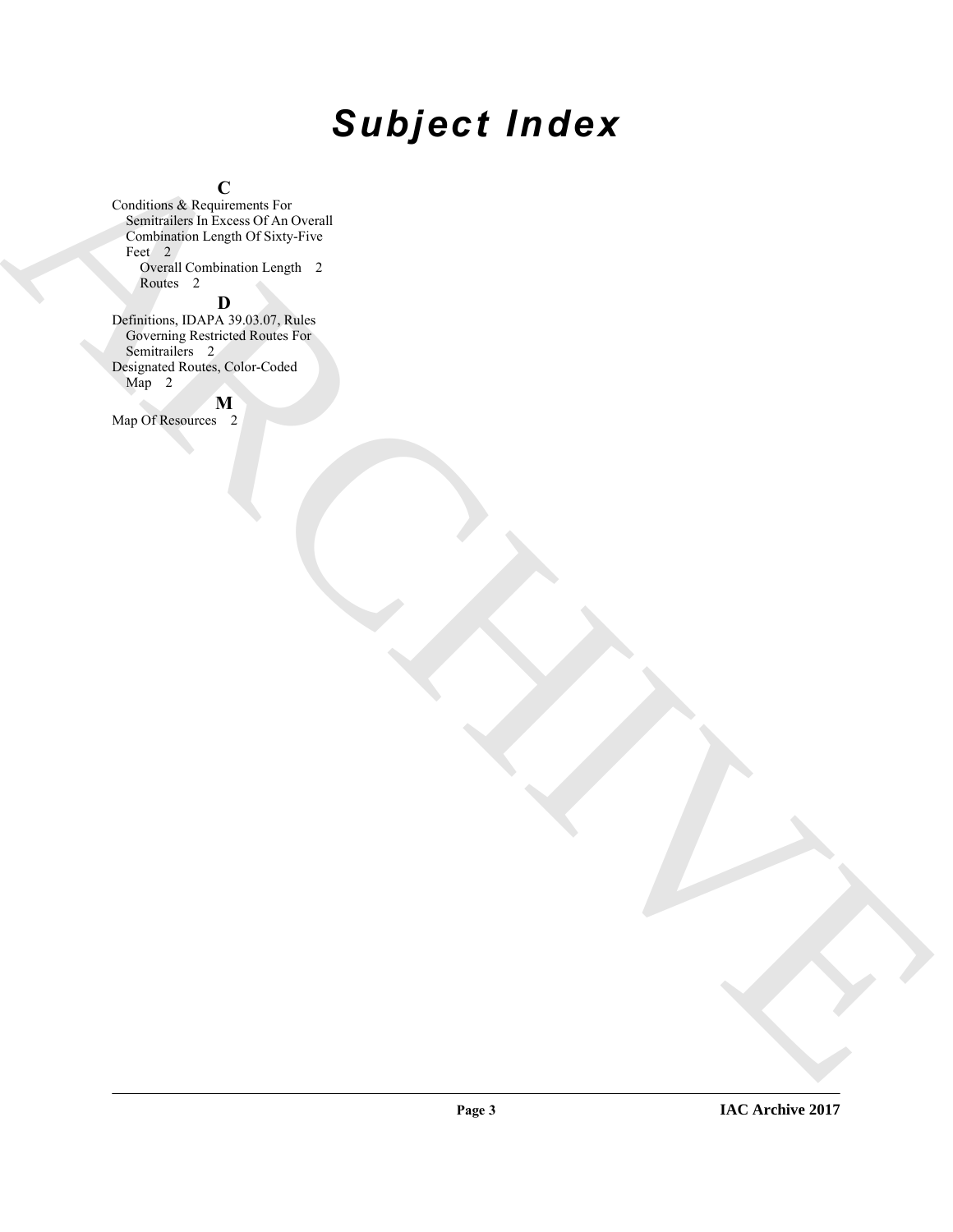# *Subject Index*

**C**

Conditions & Requirements For Semitrailers In Excess Of An Overall Combination Length Of Sixty-Five Feet 2
  Overall Combination Length 2
  Routes 2

**D**

Definitions, IDAPA 39.03.07, Rules Governing Restricted Routes For Semitrailers 2

Designated Routes, Color-Coded Map 2

**M**

Map Of Resources 2